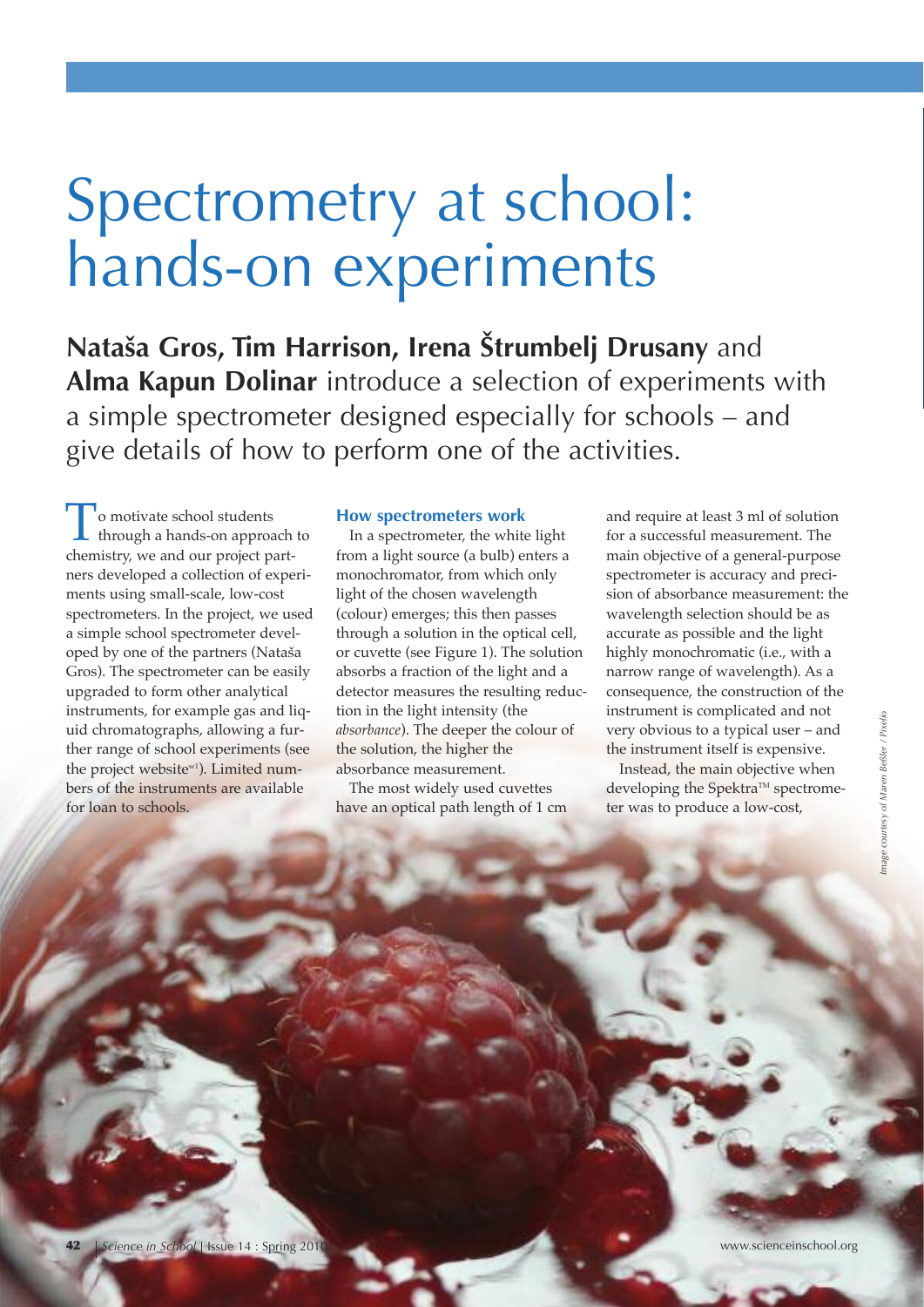# Spectrometry at school: hands-on experiments

**Nataša Gros, Tim Harrison, Irena Štrumbelj Drusany** and **Alma Kapun Dolinar** introduce a selection of experiments with a simple spectrometer designed especially for schools – and give details of how to perform one of the activities.

To motivate school students through a hands-on approach to chemistry, we and our project partners developed a collection of experiments using small-scale, low-cost spectrometers. In the project, we used a simple school spectrometer developed by one of the partners (Nataša Gros). The spectrometer can be easily upgraded to form other analytical instruments, for example gas and liquid chromatographs, allowing a further range of school experiments (see the project website[w1]). Limited numbers of the instruments are available for loan to schools.

### How spectrometers work

In a spectrometer, the white light from a light source (a bulb) enters a monochromator, from which only light of the chosen wavelength (colour) emerges; this then passes through a solution in the optical cell, or cuvette (see Figure 1). The solution absorbs a fraction of the light and a detector measures the resulting reduction in the light intensity (the *absorbance*). The deeper the colour of the solution, the higher the absorbance measurement.

The most widely used cuvettes have an optical path length of 1 cm and require at least 3 ml of solution for a successful measurement. The main objective of a general-purpose spectrometer is accuracy and precision of absorbance measurement: the wavelength selection should be as accurate as possible and the light highly monochromatic (i.e., with a narrow range of wavelength). As a consequence, the construction of the instrument is complicated and not very obvious to a typical user – and the instrument itself is expensive.

Instead, the main objective when developing the Spektra™ spectrometer was to produce a low-cost,

Image courtesy of Maren Beßler / Pixelio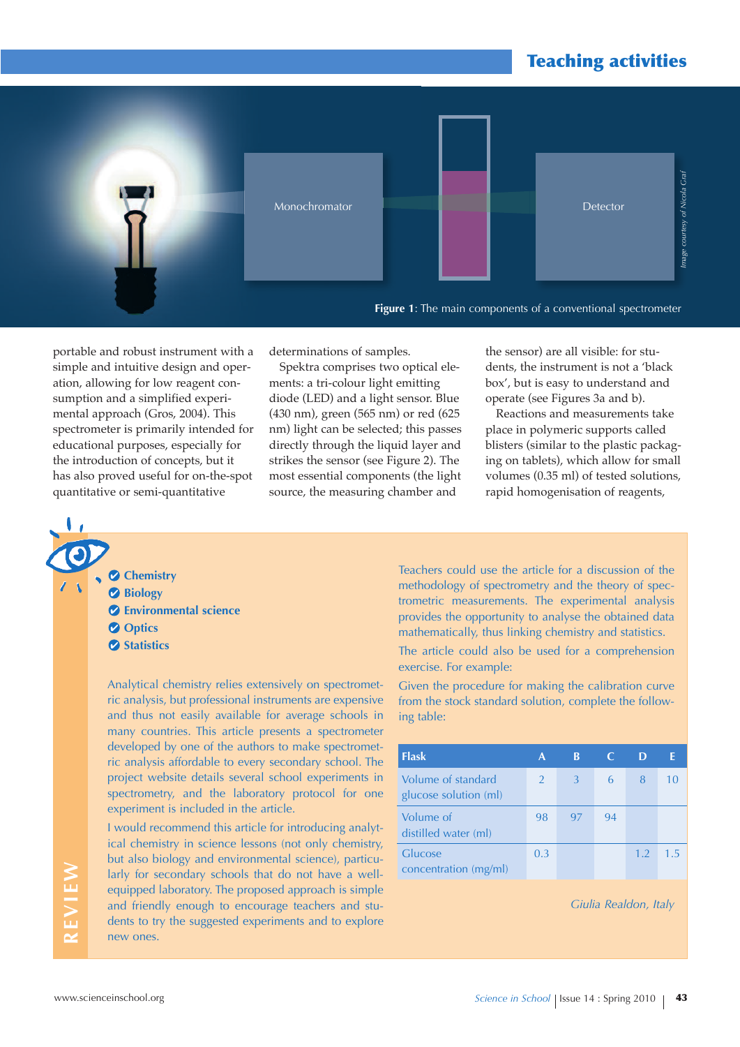Figure 1: The main components of a conventional spectrometer

portable and robust instrument with a simple and intuitive design and operation, allowing for low reagent consumption and a simplified experimental approach (Gros, 2004). This spectrometer is primarily intended for educational purposes, especially for the introduction of concepts, but it has also proved useful for on-the-spot quantitative or semi-quantitative determinations of samples.

Spektra comprises two optical elements: a tri-colour light emitting diode (LED) and a light sensor. Blue (430 nm), green (565 nm) or red (625 nm) light can be selected; this passes directly through the liquid layer and strikes the sensor (see Figure 2). The most essential components (the light source, the measuring chamber and the sensor) are all visible: for students, the instrument is not a 'black box', but is easy to understand and operate (see Figures 3a and b).

Reactions and measurements take place in polymeric supports called blisters (similar to the plastic packaging on tablets), which allow for small volumes (0.35 ml) of tested solutions, rapid homogenisation of reagents,

## REVIEW

- Chemistry
- Biology
- Environmental science
- Optics
- Statistics

Analytical chemistry relies extensively on spectrometric analysis, but professional instruments are expensive and thus not easily available for average schools in many countries. This article presents a spectrometer developed by one of the authors to make spectrometric analysis affordable to every secondary school. The project website details several school experiments in spectrometry, and the laboratory protocol for one experiment is included in the article.

I would recommend this article for introducing analytical chemistry in science lessons (not only chemistry, but also biology and environmental science), particularly for secondary schools that do not have a well-equipped laboratory. The proposed approach is simple and friendly enough to encourage teachers and students to try the suggested experiments and to explore new ones.

Teachers could use the article for a discussion of the methodology of spectrometry and the theory of spectrometric measurements. The experimental analysis provides the opportunity to analyse the obtained data mathematically, thus linking chemistry and statistics.

The article could also be used for a comprehension exercise. For example:

Given the procedure for making the calibration curve from the stock standard solution, complete the following table:

| Flask | A | B | C | D | E |
| --- | --- | --- | --- | --- | --- |
| Volume of standard glucose solution (ml) | 2 | 3 | 6 | 8 | 10 |
| Volume of distilled water (ml) | 98 | 97 | 94 | | |
| Glucose concentration (mg/ml) | 0.3 | | | 1.2 | 1.5 |

*Giulia Realdon, Italy*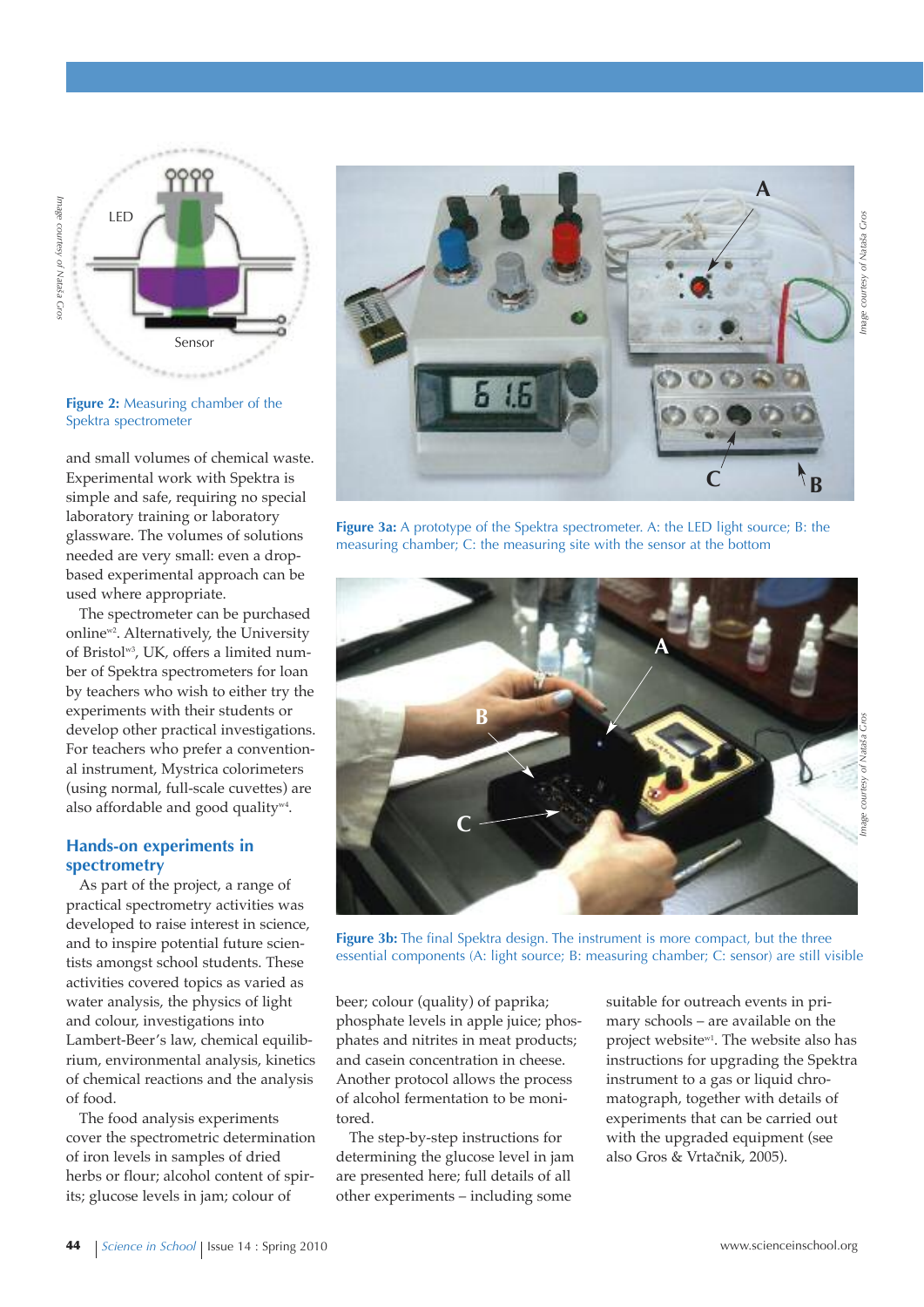Figure 2: Measuring chamber of the Spektra spectrometer

Figure 3a: A prototype of the Spektra spectrometer. A: the LED light source; B: the measuring chamber; C: the measuring site with the sensor at the bottom

Figure 3b: The final Spektra design. The instrument is more compact, but the three essential components (A: light source; B: measuring chamber; C: sensor) are still visible

and small volumes of chemical waste. Experimental work with Spektra is simple and safe, requiring no special laboratory training or laboratory glassware. The volumes of solutions needed are very small: even a drop-based experimental approach can be used where appropriate.

The spectrometer can be purchased online[w2]. Alternatively, the University of Bristol[w3], UK, offers a limited number of Spektra spectrometers for loan by teachers who wish to either try the experiments with their students or develop other practical investigations. For teachers who prefer a conventional instrument, Mystrica colorimeters (using normal, full-scale cuvettes) are also affordable and good quality[w4].

## Hands-on experiments in spectrometry

As part of the project, a range of practical spectrometry activities was developed to raise interest in science, and to inspire potential future scientists amongst school students. These activities covered topics as varied as water analysis, the physics of light and colour, investigations into Lambert-Beer's law, chemical equilibrium, environmental analysis, kinetics of chemical reactions and the analysis of food.

The food analysis experiments cover the spectrometric determination of iron levels in samples of dried herbs or flour; alcohol content of spirits; glucose levels in jam; colour of beer; colour (quality) of paprika; phosphate levels in apple juice; phosphates and nitrites in meat products; and casein concentration in cheese. Another protocol allows the process of alcohol fermentation to be monitored.

The step-by-step instructions for determining the glucose level in jam are presented here; full details of all other experiments – including some suitable for outreach events in primary schools – are available on the project website[w1]. The website also has instructions for upgrading the Spektra instrument to a gas or liquid chromatograph, together with details of experiments that can be carried out with the upgraded equipment (see also Gros & Vrtačnik, 2005).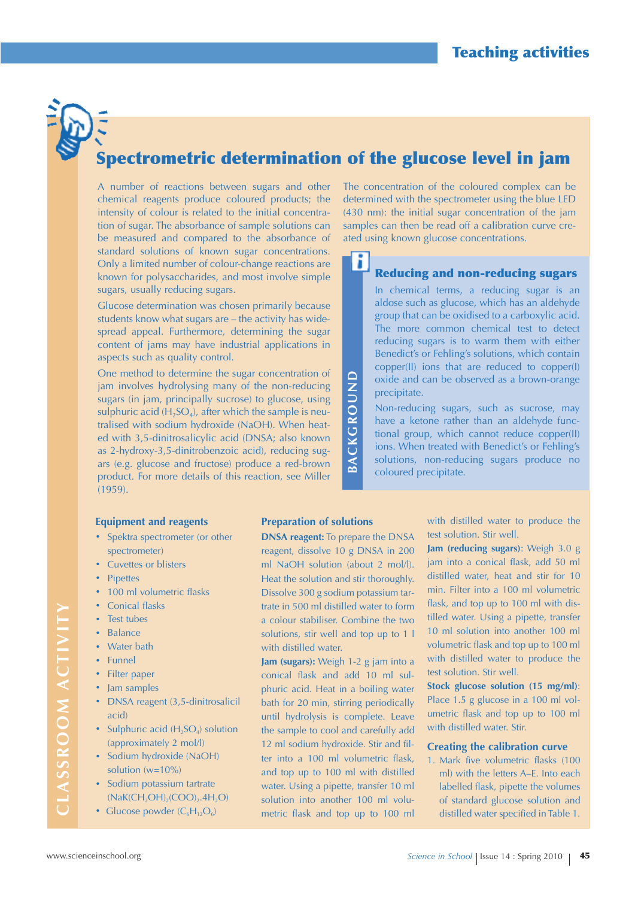# Spectrometric determination of the glucose level in jam

A number of reactions between sugars and other chemical reagents produce coloured products; the intensity of colour is related to the initial concentration of sugar. The absorbance of sample solutions can be measured and compared to the absorbance of standard solutions of known sugar concentrations. Only a limited number of colour-change reactions are known for polysaccharides, and most involve simple sugars, usually reducing sugars.

Glucose determination was chosen primarily because students know what sugars are – the activity has widespread appeal. Furthermore, determining the sugar content of jams may have industrial applications in aspects such as quality control.

One method to determine the sugar concentration of jam involves hydrolysing many of the non-reducing sugars (in jam, principally sucrose) to glucose, using sulphuric acid ($H_2SO_4$), after which the sample is neutralised with sodium hydroxide (NaOH). When heated with 3,5-dinitrosalicylic acid (DNSA; also known as 2-hydroxy-3,5-dinitrobenzoic acid), reducing sugars (e.g. glucose and fructose) produce a red-brown product. For more details of this reaction, see Miller (1959).

The concentration of the coloured complex can be determined with the spectrometer using the blue LED (430 nm): the initial sugar concentration of the jam samples can then be read off a calibration curve created using known glucose concentrations.

> **BACKGROUND**
>
> ### Reducing and non-reducing sugars
>
> In chemical terms, a reducing sugar is an aldose such as glucose, which has an aldehyde group that can be oxidised to a carboxylic acid. The more common chemical test to detect reducing sugars is to warm them with either Benedict's or Fehling's solutions, which contain copper(II) ions that are reduced to copper(I) oxide and can be observed as a brown-orange precipitate.
>
> Non-reducing sugars, such as sucrose, may have a ketone rather than an aldehyde functional group, which cannot reduce copper(II) ions. When treated with Benedict's or Fehling's solutions, non-reducing sugars produce no coloured precipitate.

## Equipment and reagents

- Spektra spectrometer (or other spectrometer)
- Cuvettes or blisters
- Pipettes
- 100 ml volumetric flasks
- Conical flasks
- Test tubes
- Balance
- Water bath
- Funnel
- Filter paper
- Jam samples
- DNSA reagent (3,5-dinitrosalicil acid)
- Sulphuric acid ($H_2SO_4$) solution (approximately 2 mol/l)
- Sodium hydroxide (NaOH) solution (w=10%)
- Sodium potassium tartrate ($NaK(CH_2OH)_2(COO)_2.4H_2O$)
- Glucose powder ($C_6H_{12}O_6$)

## Preparation of solutions

**DNSA reagent:** To prepare the DNSA reagent, dissolve 10 g DNSA in 200 ml NaOH solution (about 2 mol/l). Heat the solution and stir thoroughly. Dissolve 300 g sodium potassium tartrate in 500 ml distilled water to form a colour stabiliser. Combine the two solutions, stir well and top up to 1 l with distilled water.

**Jam (sugars):** Weigh 1-2 g jam into a conical flask and add 10 ml sulphuric acid. Heat in a boiling water bath for 20 min, stirring periodically until hydrolysis is complete. Leave the sample to cool and carefully add 12 ml sodium hydroxide. Stir and filter into a 100 ml volumetric flask, and top up to 100 ml with distilled water. Using a pipette, transfer 10 ml solution into another 100 ml volumetric flask and top up to 100 ml with distilled water to produce the test solution. Stir well.

**Jam (reducing sugars)**: Weigh 3.0 g jam into a conical flask, add 50 ml distilled water, heat and stir for 10 min. Filter into a 100 ml volumetric flask, and top up to 100 ml with distilled water. Using a pipette, transfer 10 ml solution into another 100 ml volumetric flask and top up to 100 ml with distilled water to produce the test solution. Stir well.

**Stock glucose solution (15 mg/ml)**: Place 1.5 g glucose in a 100 ml volumetric flask and top up to 100 ml with distilled water. Stir.

## Creating the calibration curve

1. Mark five volumetric flasks (100 ml) with the letters A–E. Into each labelled flask, pipette the volumes of standard glucose solution and distilled water specified in Table 1.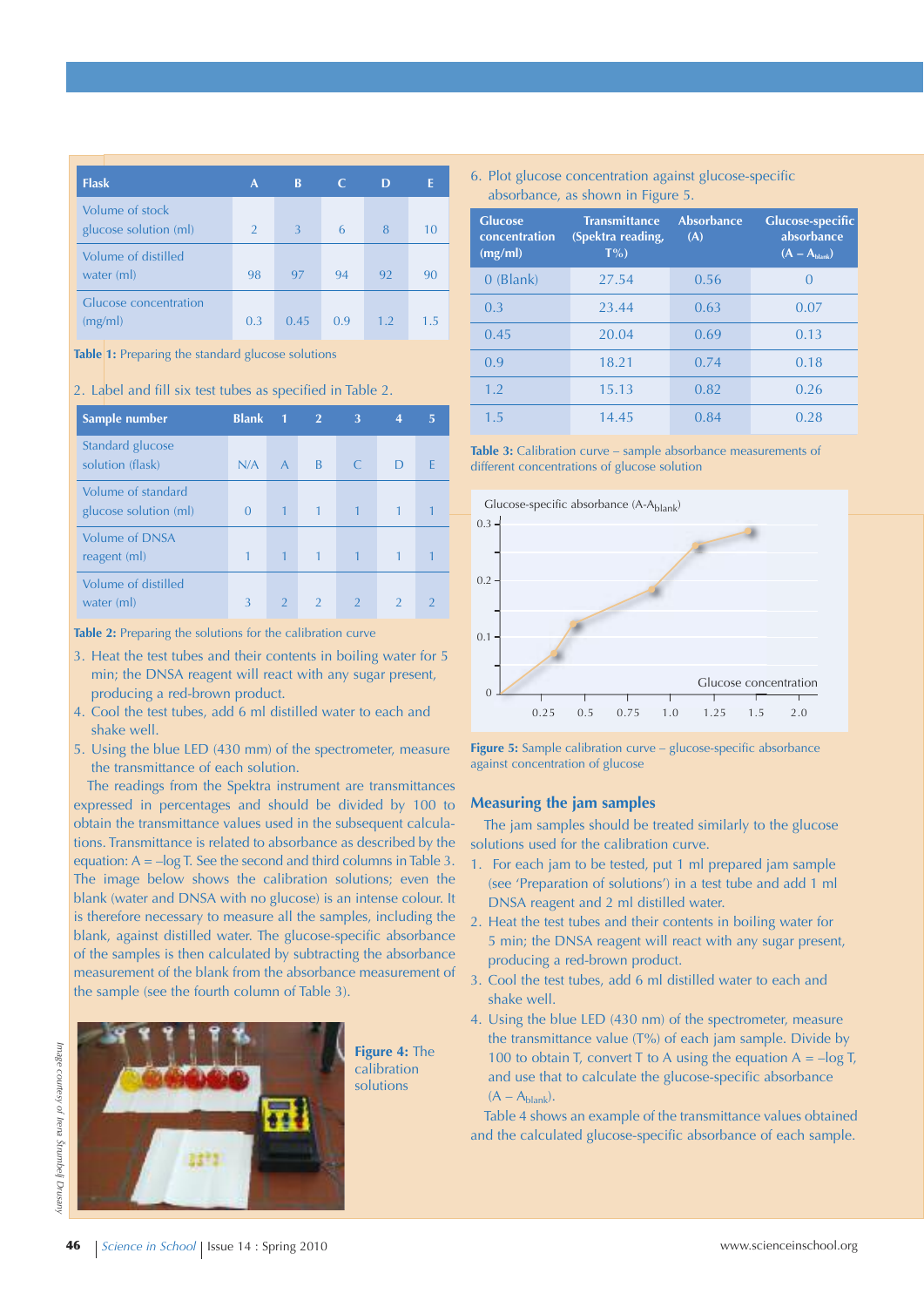| Flask | A | B | C | D | E |
|---|---|---|---|---|---|
| Volume of stock glucose solution (ml) | 2 | 3 | 6 | 8 | 10 |
| Volume of distilled water (ml) | 98 | 97 | 94 | 92 | 90 |
| Glucose concentration (mg/ml) | 0.3 | 0.45 | 0.9 | 1.2 | 1.5 |

**Table 1:** Preparing the standard glucose solutions

2. Label and fill six test tubes as specified in Table 2.

| Sample number | Blank | 1 | 2 | 3 | 4 | 5 |
|---|---|---|---|---|---|---|
| Standard glucose solution (flask) | N/A | A | B | C | D | E |
| Volume of standard glucose solution (ml) | 0 | 1 | 1 | 1 | 1 | 1 |
| Volume of DNSA reagent (ml) | 1 | 1 | 1 | 1 | 1 | 1 |
| Volume of distilled water (ml) | 3 | 2 | 2 | 2 | 2 | 2 |

**Table 2:** Preparing the solutions for the calibration curve

3. Heat the test tubes and their contents in boiling water for 5 min; the DNSA reagent will react with any sugar present, producing a red-brown product.
4. Cool the test tubes, add 6 ml distilled water to each and shake well.
5. Using the blue LED (430 mm) of the spectrometer, measure the transmittance of each solution.

The readings from the Spektra instrument are transmittances expressed in percentages and should be divided by 100 to obtain the transmittance values used in the subsequent calculations. Transmittance is related to absorbance as described by the equation: $A = -\log T$. See the second and third columns in Table 3. The image below shows the calibration solutions; even the blank (water and DNSA with no glucose) is an intense colour. It is therefore necessary to measure all the samples, including the blank, against distilled water. The glucose-specific absorbance of the samples is then calculated by subtracting the absorbance measurement of the blank from the absorbance measurement of the sample (see the fourth column of Table 3).

**Figure 4:** The calibration solutions

Image courtesy of Irena Šrumbelj Dušany

6. Plot glucose concentration against glucose-specific absorbance, as shown in Figure 5.

| Glucose concentration (mg/ml) | Transmittance (Spektra reading, T%) | Absorbance (A) | Glucose-specific absorbance ($A - A_{blank}$) |
|---|---|---|---|
| 0 (Blank) | 27.54 | 0.56 | 0 |
| 0.3 | 23.44 | 0.63 | 0.07 |
| 0.45 | 20.04 | 0.69 | 0.13 |
| 0.9 | 18.21 | 0.74 | 0.18 |
| 1.2 | 15.13 | 0.82 | 0.26 |
| 1.5 | 14.45 | 0.84 | 0.28 |

**Table 3:** Calibration curve – sample absorbance measurements of different concentrations of glucose solution

**Figure 5:** Sample calibration curve – glucose-specific absorbance against concentration of glucose

## Measuring the jam samples

The jam samples should be treated similarly to the glucose solutions used for the calibration curve.

1. For each jam to be tested, put 1 ml prepared jam sample (see 'Preparation of solutions') in a test tube and add 1 ml DNSA reagent and 2 ml distilled water.
2. Heat the test tubes and their contents in boiling water for 5 min; the DNSA reagent will react with any sugar present, producing a red-brown product.
3. Cool the test tubes, add 6 ml distilled water to each and shake well.
4. Using the blue LED (430 nm) of the spectrometer, measure the transmittance value (T%) of each jam sample. Divide by 100 to obtain T, convert T to A using the equation $A = -\log T$, and use that to calculate the glucose-specific absorbance ($A - A_{blank}$).

Table 4 shows an example of the transmittance values obtained and the calculated glucose-specific absorbance of each sample.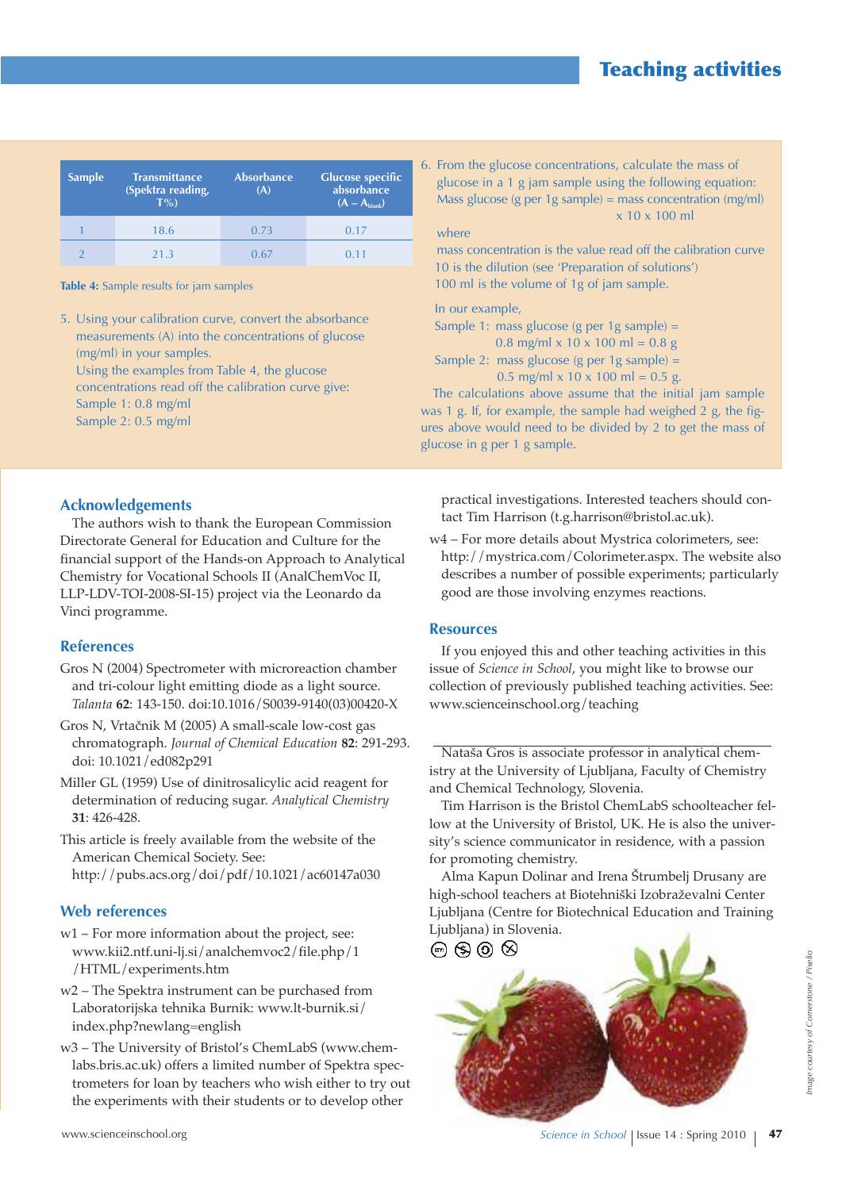| Sample | Transmittance (Spektra reading, T%) | Absorbance (A) | Glucose specific absorbance ($A - A_{blank}$) |
|---|---|---|---|
| 1 | 18.6 | 0.73 | 0.17 |
| 2 | 21.3 | 0.67 | 0.11 |

**Table 4:** Sample results for jam samples

5. Using your calibration curve, convert the absorbance measurements (A) into the concentrations of glucose (mg/ml) in your samples.
   Using the examples from Table 4, the glucose concentrations read off the calibration curve give:
   Sample 1: 0.8 mg/ml
   Sample 2: 0.5 mg/ml

6. From the glucose concentrations, calculate the mass of glucose in a 1 g jam sample using the following equation:
   Mass glucose (g per 1g sample) = mass concentration (mg/ml) x 10 x 100 ml

   where
   mass concentration is the value read off the calibration curve
   10 is the dilution (see 'Preparation of solutions')
   100 ml is the volume of 1g of jam sample.

   In our example,
   Sample 1: mass glucose (g per 1g sample) = 0.8 mg/ml x 10 x 100 ml = 0.8 g
   Sample 2: mass glucose (g per 1g sample) = 0.5 mg/ml x 10 x 100 ml = 0.5 g.

The calculations above assume that the initial jam sample was 1 g. If, for example, the sample had weighed 2 g, the figures above would need to be divided by 2 to get the mass of glucose in g per 1 g sample.

## Acknowledgements

The authors wish to thank the European Commission Directorate General for Education and Culture for the financial support of the Hands-on Approach to Analytical Chemistry for Vocational Schools II (AnalChemVoc II, LLP-LDV-TOI-2008-SI-15) project via the Leonardo da Vinci programme.

## References

Gros N (2004) Spectrometer with microreaction chamber and tri-colour light emitting diode as a light source. *Talanta* **62**: 143-150. doi:10.1016/S0039-9140(03)00420-X

Gros N, Vrtačnik M (2005) A small-scale low-cost gas chromatograph. *Journal of Chemical Education* **82**: 291-293. doi: 10.1021/ed082p291

Miller GL (1959) Use of dinitrosalicylic acid reagent for determination of reducing sugar. *Analytical Chemistry* **31**: 426-428.

This article is freely available from the website of the American Chemical Society. See: http://pubs.acs.org/doi/pdf/10.1021/ac60147a030

## Web references

w1 – For more information about the project, see: www.kii2.ntf.uni-lj.si/analchemvoc2/file.php/1/HTML/experiments.htm

w2 – The Spektra instrument can be purchased from Laboratorijska tehnika Burnik: www.lt-burnik.si/index.php?newlang=english

w3 – The University of Bristol's ChemLabS (www.chemlabs.bris.ac.uk) offers a limited number of Spektra spectrometers for loan by teachers who wish either to try out the experiments with their students or to develop other practical investigations. Interested teachers should contact Tim Harrison (t.g.harrison@bristol.ac.uk).

w4 – For more details about Mystrica colorimeters, see: http://mystrica.com/Colorimeter.aspx. The website also describes a number of possible experiments; particularly good are those involving enzymes reactions.

## Resources

If you enjoyed this and other teaching activities in this issue of *Science in School*, you might like to browse our collection of previously published teaching activities. See: www.scienceinschool.org/teaching

---

Nataša Gros is associate professor in analytical chemistry at the University of Ljubljana, Faculty of Chemistry and Chemical Technology, Slovenia.

Tim Harrison is the Bristol ChemLabS schoolteacher fellow at the University of Bristol, UK. He is also the university's science communicator in residence, with a passion for promoting chemistry.

Alma Kapun Dolinar and Irena Štrumbelj Drusany are high-school teachers at Biotehniški Izobraževalni Center Ljubljana (Centre for Biotechnical Education and Training Ljubljana) in Slovenia.

Image courtesy of Cornerstone / Pixelio